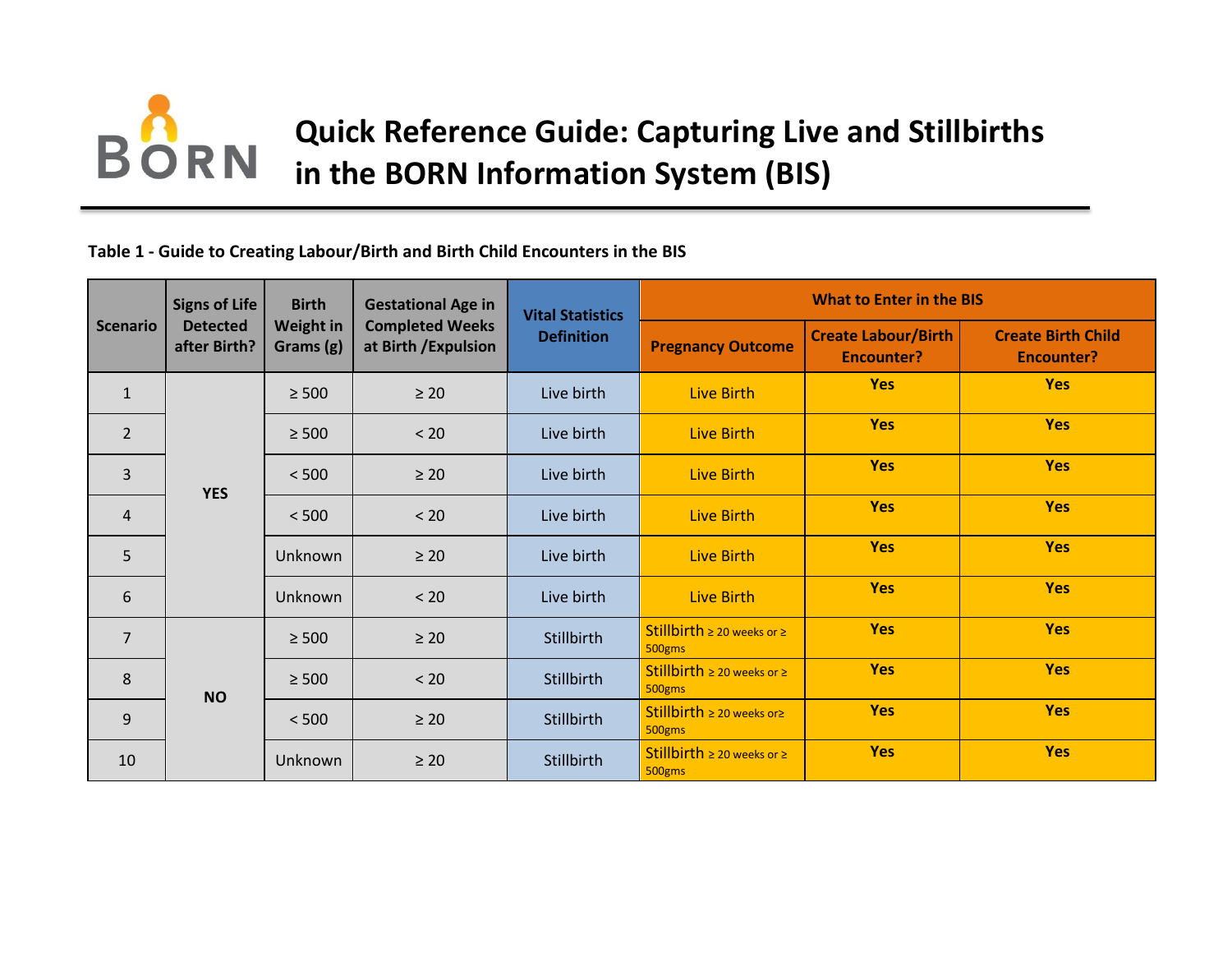# Quick Reference Guide: Capturing Live and Stillbirths in the BORN Information System (BIS)

**Table 1 - Guide to Creating Labour/Birth and Birth Child Encounters in the BIS**

| Scenario | Signs of Life Detected after Birth? | Birth Weight in Grams (g) | Gestational Age in Completed Weeks at Birth /Expulsion | Vital Statistics Definition | What to Enter in the BIS | | |
|---|---|---|---|---|---|---|---|
| | | | | | Pregnancy Outcome | Create Labour/Birth Encounter? | Create Birth Child Encounter? |
| 1 | YES | ≥ 500 | ≥ 20 | Live birth | Live Birth | **Yes** | **Yes** |
| 2 | | ≥ 500 | < 20 | Live birth | Live Birth | **Yes** | **Yes** |
| 3 | | < 500 | ≥ 20 | Live birth | Live Birth | **Yes** | **Yes** |
| 4 | | < 500 | < 20 | Live birth | Live Birth | **Yes** | **Yes** |
| 5 | | Unknown | ≥ 20 | Live birth | Live Birth | **Yes** | **Yes** |
| 6 | | Unknown | < 20 | Live birth | Live Birth | **Yes** | **Yes** |
| 7 | NO | ≥ 500 | ≥ 20 | Stillbirth | Stillbirth ≥ 20 weeks or ≥ 500gms | **Yes** | **Yes** |
| 8 | | ≥ 500 | < 20 | Stillbirth | Stillbirth ≥ 20 weeks or ≥ 500gms | **Yes** | **Yes** |
| 9 | | < 500 | ≥ 20 | Stillbirth | Stillbirth ≥ 20 weeks or≥ 500gms | **Yes** | **Yes** |
| 10 | | Unknown | ≥ 20 | Stillbirth | Stillbirth ≥ 20 weeks or ≥ 500gms | **Yes** | **Yes** |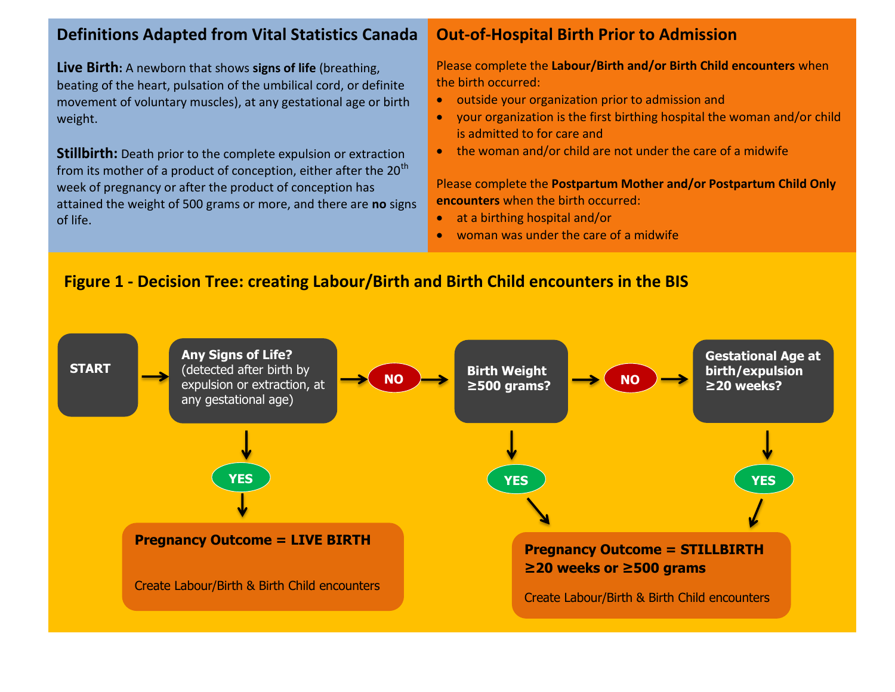## Definitions Adapted from Vital Statistics Canada

**Live Birth:** A newborn that shows **signs of life** (breathing, beating of the heart, pulsation of the umbilical cord, or definite movement of voluntary muscles), at any gestational age or birth weight.

**Stillbirth:** Death prior to the complete expulsion or extraction from its mother of a product of conception, either after the 20th week of pregnancy or after the product of conception has attained the weight of 500 grams or more, and there are **no** signs of life.

## Out-of-Hospital Birth Prior to Admission

Please complete the **Labour/Birth and/or Birth Child encounters** when the birth occurred:

- outside your organization prior to admission and
- your organization is the first birthing hospital the woman and/or child is admitted to for care and
- the woman and/or child are not under the care of a midwife

Please complete the **Postpartum Mother and/or Postpartum Child Only encounters** when the birth occurred:

- at a birthing hospital and/or
- woman was under the care of a midwife

## Figure 1 - Decision Tree: creating Labour/Birth and Birth Child encounters in the BIS

**START** → **Any Signs of Life?** (detected after birth by expulsion or extraction, at any gestational age)

- **YES** → **Pregnancy Outcome = LIVE BIRTH** — Create Labour/Birth & Birth Child encounters
- **NO** → **Birth Weight ≥500 grams?**
  - **YES** → **Pregnancy Outcome = STILLBIRTH ≥20 weeks or ≥500 grams** — Create Labour/Birth & Birth Child encounters
  - **NO** → **Gestational Age at birth/expulsion ≥20 weeks?**
    - **YES** → **Pregnancy Outcome = STILLBIRTH ≥20 weeks or ≥500 grams** — Create Labour/Birth & Birth Child encounters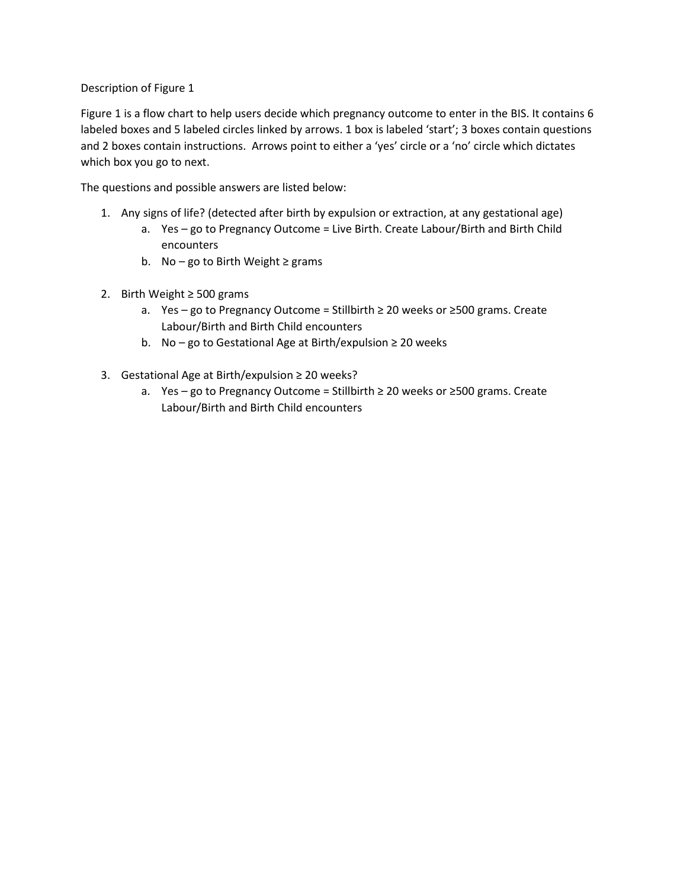Description of Figure 1

Figure 1 is a flow chart to help users decide which pregnancy outcome to enter in the BIS. It contains 6 labeled boxes and 5 labeled circles linked by arrows. 1 box is labeled 'start'; 3 boxes contain questions and 2 boxes contain instructions. Arrows point to either a 'yes' circle or a 'no' circle which dictates which box you go to next.

The questions and possible answers are listed below:

1. Any signs of life? (detected after birth by expulsion or extraction, at any gestational age)
    a. Yes – go to Pregnancy Outcome = Live Birth. Create Labour/Birth and Birth Child encounters
    b. No – go to Birth Weight ≥ grams

2. Birth Weight ≥ 500 grams
    a. Yes – go to Pregnancy Outcome = Stillbirth ≥ 20 weeks or ≥500 grams. Create Labour/Birth and Birth Child encounters
    b. No – go to Gestational Age at Birth/expulsion ≥ 20 weeks

3. Gestational Age at Birth/expulsion ≥ 20 weeks?
    a. Yes – go to Pregnancy Outcome = Stillbirth ≥ 20 weeks or ≥500 grams. Create Labour/Birth and Birth Child encounters